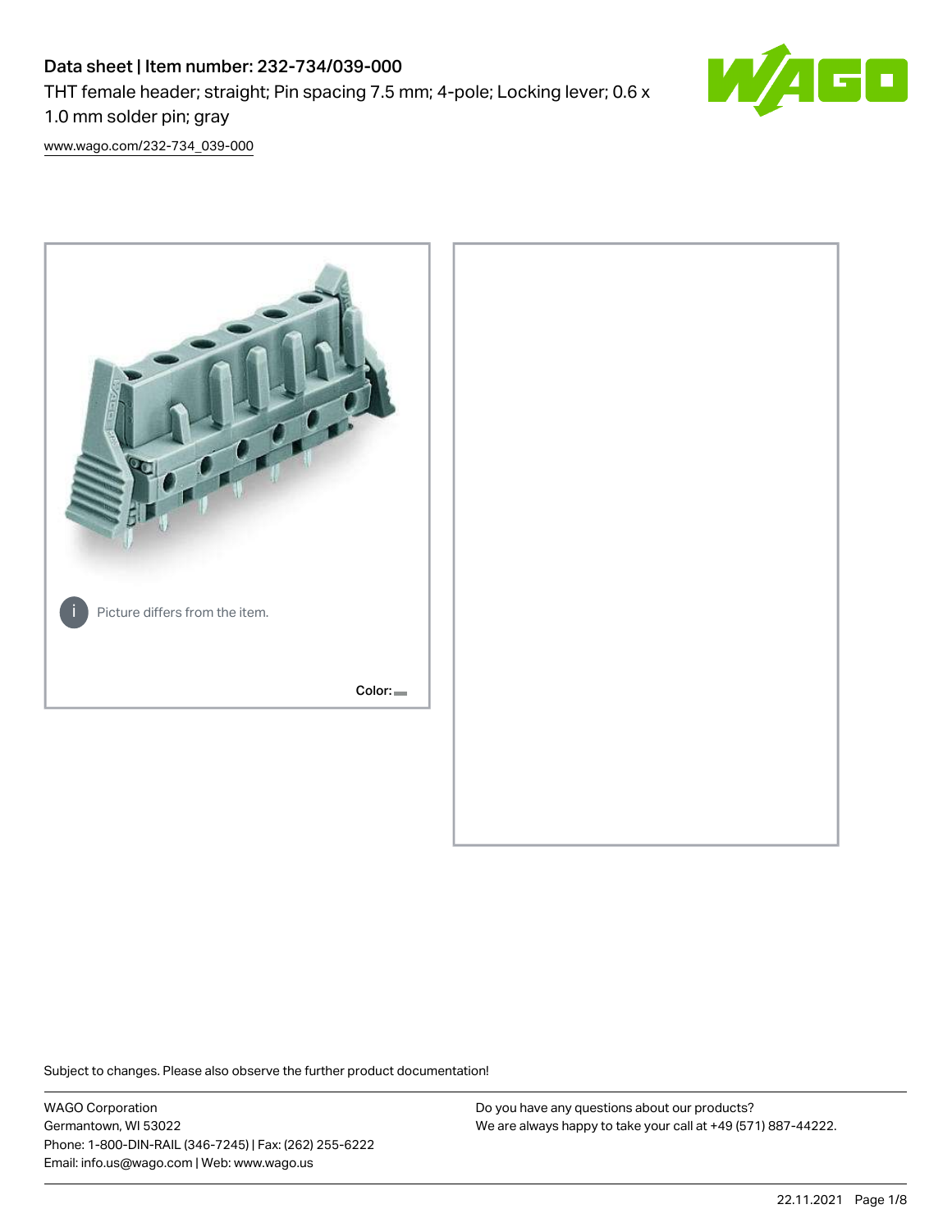# Data sheet | Item number: 232-734/039-000

THT female header; straight; Pin spacing 7.5 mm; 4-pole; Locking lever; 0.6 x 1.0 mm solder pin; gray

www.wago.com/232-734_039-000

Picture differs from the item.

Color:

Subject to changes. Please also observe the further product documentation!

WAGO Corporation
Germantown, WI 53022
Phone: 1-800-DIN-RAIL (346-7245) | Fax: (262) 255-6222
Email: info.us@wago.com | Web: www.wago.us

Do you have any questions about our products?
We are always happy to take your call at +49 (571) 887-44222.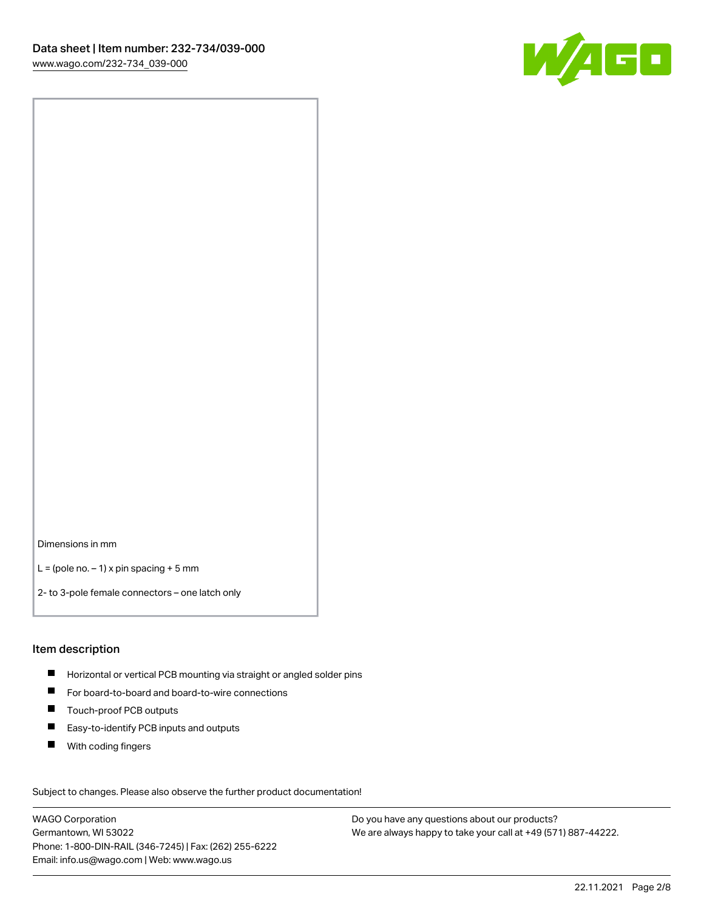Dimensions in mm

L = (pole no. – 1) x pin spacing + 5 mm

2- to 3-pole female connectors – one latch only

## Item description

- Horizontal or vertical PCB mounting via straight or angled solder pins
- For board-to-board and board-to-wire connections
- Touch-proof PCB outputs
- Easy-to-identify PCB inputs and outputs
- With coding fingers

Subject to changes. Please also observe the further product documentation!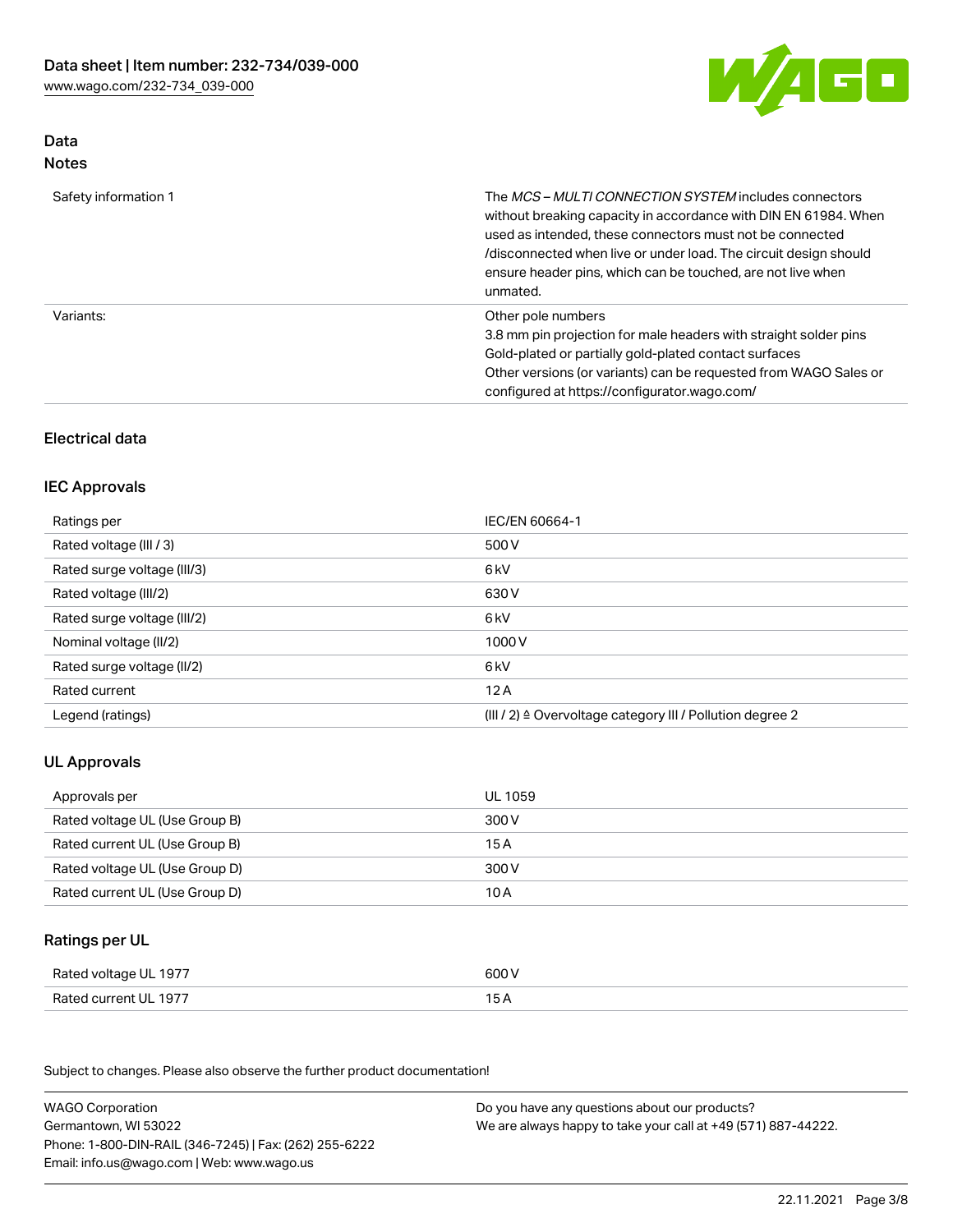## Data

### Notes

| | |
|---|---|
| Safety information 1 | The *MCS – MULTI CONNECTION SYSTEM* includes connectors without breaking capacity in accordance with DIN EN 61984. When used as intended, these connectors must not be connected /disconnected when live or under load. The circuit design should ensure header pins, which can be touched, are not live when unmated. |
| Variants: | Other pole numbers<br>3.8 mm pin projection for male headers with straight solder pins<br>Gold-plated or partially gold-plated contact surfaces<br>Other versions (or variants) can be requested from WAGO Sales or configured at https://configurator.wago.com/ |

## Electrical data

### IEC Approvals

| | |
|---|---|
| Ratings per | IEC/EN 60664-1 |
| Rated voltage (III / 3) | 500 V |
| Rated surge voltage (III/3) | 6 kV |
| Rated voltage (III/2) | 630 V |
| Rated surge voltage (III/2) | 6 kV |
| Nominal voltage (II/2) | 1000 V |
| Rated surge voltage (II/2) | 6 kV |
| Rated current | 12 A |
| Legend (ratings) | (III / 2) ≙ Overvoltage category III / Pollution degree 2 |

### UL Approvals

| | |
|---|---|
| Approvals per | UL 1059 |
| Rated voltage UL (Use Group B) | 300 V |
| Rated current UL (Use Group B) | 15 A |
| Rated voltage UL (Use Group D) | 300 V |
| Rated current UL (Use Group D) | 10 A |

### Ratings per UL

| | |
|---|---|
| Rated voltage UL 1977 | 600 V |
| Rated current UL 1977 | 15 A |

Subject to changes. Please also observe the further product documentation!

WAGO Corporation
Germantown, WI 53022
Phone: 1-800-DIN-RAIL (346-7245) | Fax: (262) 255-6222
Email: info.us@wago.com | Web: www.wago.us

Do you have any questions about our products?
We are always happy to take your call at +49 (571) 887-44222.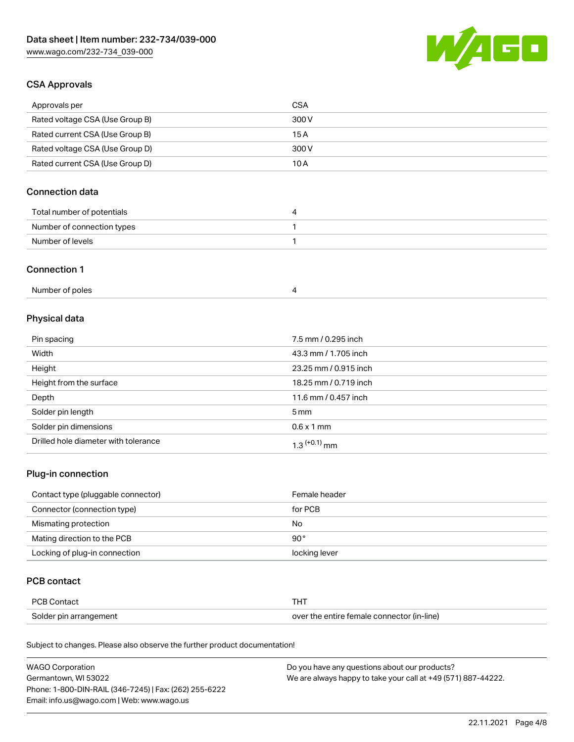## CSA Approvals

| Approvals per | CSA |
| --- | --- |
| Rated voltage CSA (Use Group B) | 300 V |
| Rated current CSA (Use Group B) | 15 A |
| Rated voltage CSA (Use Group D) | 300 V |
| Rated current CSA (Use Group D) | 10 A |

## Connection data

| Total number of potentials | 4 |
| --- | --- |
| Number of connection types | 1 |
| Number of levels | 1 |

## Connection 1

| Number of poles | 4 |
| --- | --- |

## Physical data

| Pin spacing | 7.5 mm / 0.295 inch |
| --- | --- |
| Width | 43.3 mm / 1.705 inch |
| Height | 23.25 mm / 0.915 inch |
| Height from the surface | 18.25 mm / 0.719 inch |
| Depth | 11.6 mm / 0.457 inch |
| Solder pin length | 5 mm |
| Solder pin dimensions | 0.6 x 1 mm |
| Drilled hole diameter with tolerance | $1.3^{(+0.1)}$ mm |

## Plug-in connection

| Contact type (pluggable connector) | Female header |
| --- | --- |
| Connector (connection type) | for PCB |
| Mismating protection | No |
| Mating direction to the PCB | 90° |
| Locking of plug-in connection | locking lever |

## PCB contact

| PCB Contact | THT |
| --- | --- |
| Solder pin arrangement | over the entire female connector (in-line) |

Subject to changes. Please also observe the further product documentation!

WAGO Corporation
Germantown, WI 53022
Phone: 1-800-DIN-RAIL (346-7245) | Fax: (262) 255-6222
Email: info.us@wago.com | Web: www.wago.us

Do you have any questions about our products?
We are always happy to take your call at +49 (571) 887-44222.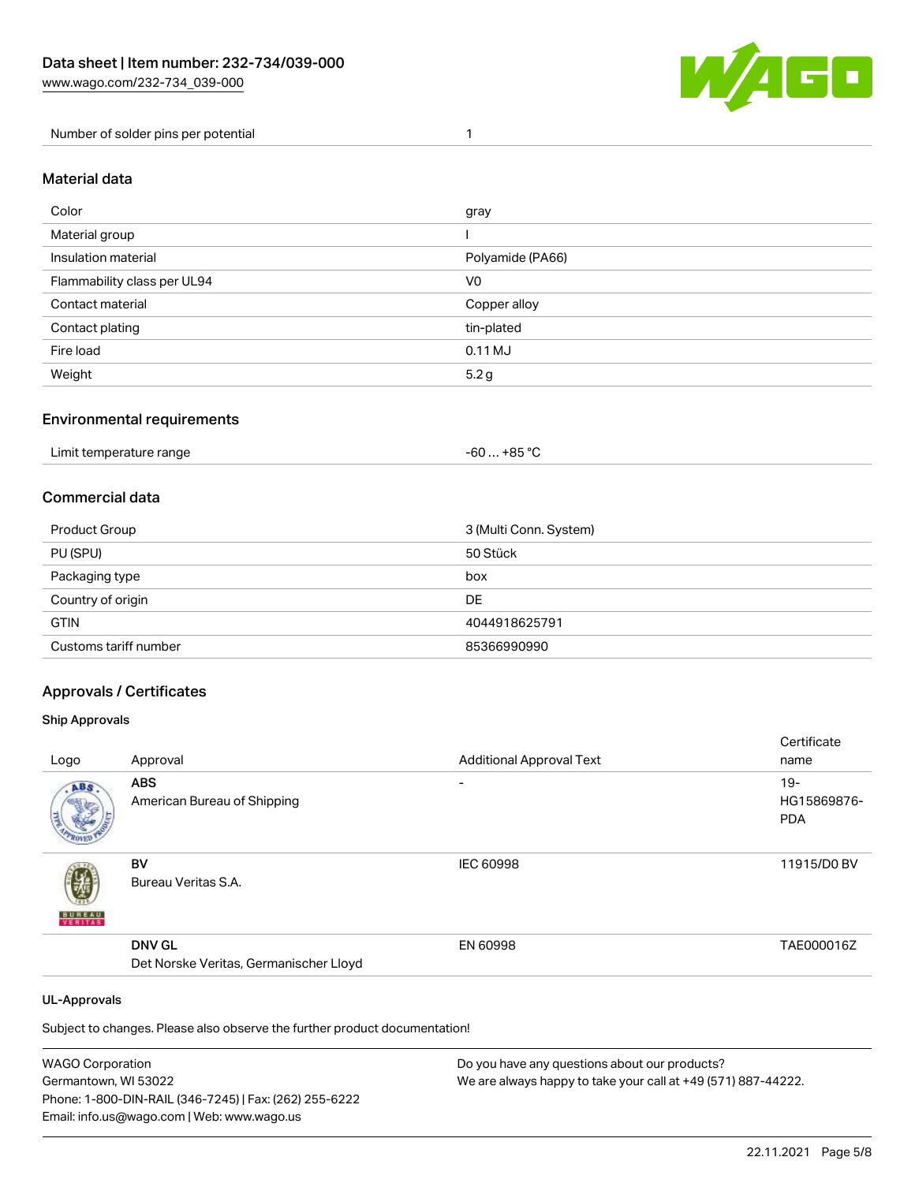| Number of solder pins per potential | 1 |
| --- | --- |

## Material data

| Color | gray |
| --- | --- |
| Material group | I |
| Insulation material | Polyamide (PA66) |
| Flammability class per UL94 | V0 |
| Contact material | Copper alloy |
| Contact plating | tin-plated |
| Fire load | 0.11 MJ |
| Weight | 5.2 g |

## Environmental requirements

| Limit temperature range | -60 … +85 °C |
| --- | --- |

## Commercial data

| Product Group | 3 (Multi Conn. System) |
| --- | --- |
| PU (SPU) | 50 Stück |
| Packaging type | box |
| Country of origin | DE |
| GTIN | 4044918625791 |
| Customs tariff number | 85366990990 |

## Approvals / Certificates

### Ship Approvals

| Logo | Approval | Additional Approval Text | Certificate name |
| --- | --- | --- | --- |
| | **ABS** American Bureau of Shipping | - | 19-HG15869876-PDA |
| | **BV** Bureau Veritas S.A. | IEC 60998 | 11915/D0 BV |
| | **DNV GL** Det Norske Veritas, Germanischer Lloyd | EN 60998 | TAE000016Z |

### UL-Approvals

Subject to changes. Please also observe the further product documentation!

WAGO Corporation
Germantown, WI 53022
Phone: 1-800-DIN-RAIL (346-7245) | Fax: (262) 255-6222
Email: info.us@wago.com | Web: www.wago.us

Do you have any questions about our products?
We are always happy to take your call at +49 (571) 887-44222.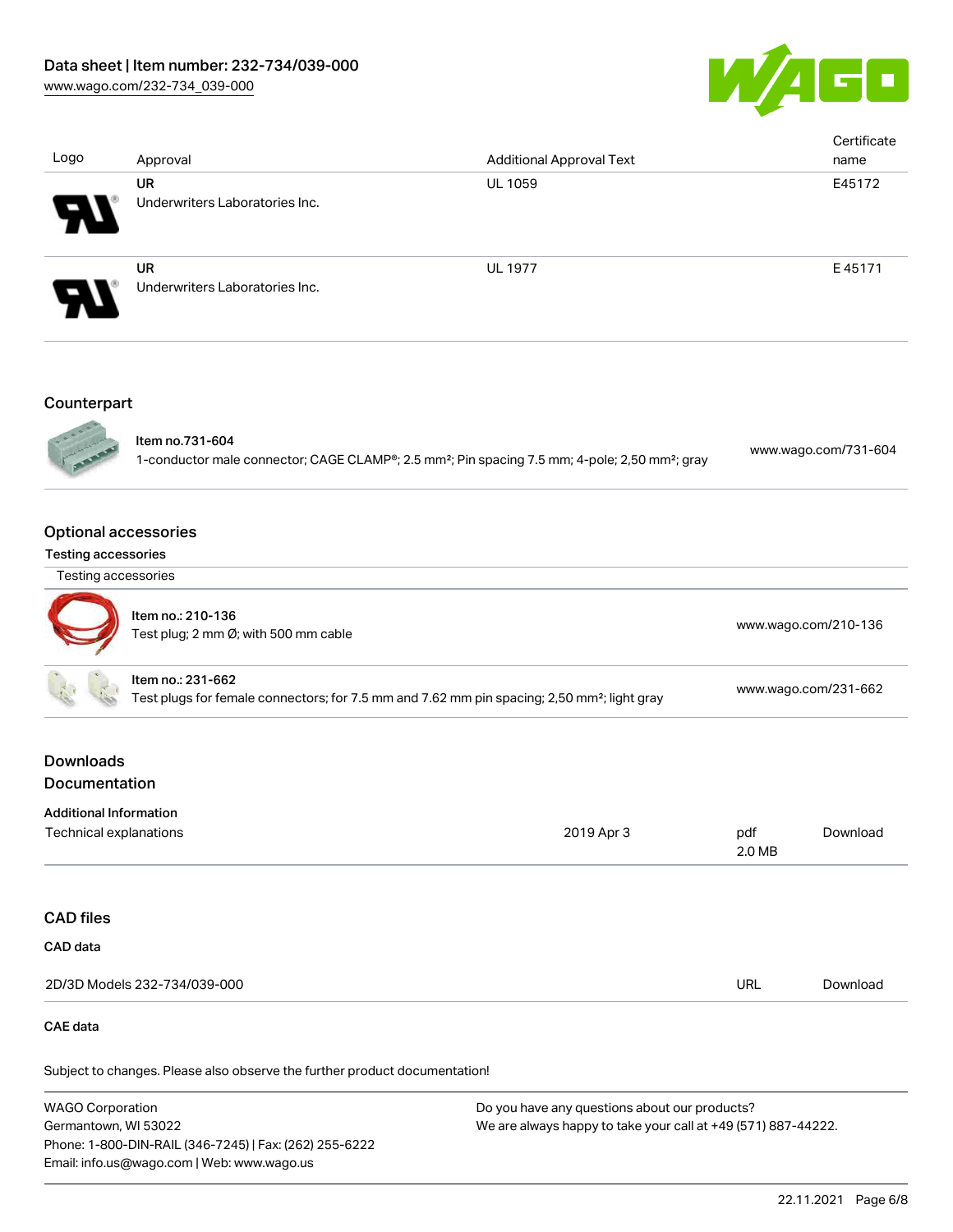| Logo | Approval | Additional Approval Text | Certificate name |
|---|---|---|---|
| | **UR** Underwriters Laboratories Inc. | UL 1059 | E45172 |
| | **UR** Underwriters Laboratories Inc. | UL 1977 | E 45171 |

## Counterpart

| | | |
|---|---|---|
| | **Item no.731-604** 1-conductor male connector; CAGE CLAMP®; 2.5 mm²; Pin spacing 7.5 mm; 4-pole; 2,50 mm²; gray | www.wago.com/731-604 |

## Optional accessories

### Testing accessories

| Testing accessories | | |
|---|---|---|
| | **Item no.: 210-136** Test plug; 2 mm Ø; with 500 mm cable | www.wago.com/210-136 |
| | **Item no.: 231-662** Test plugs for female connectors; for 7.5 mm and 7.62 mm pin spacing; 2,50 mm²; light gray | www.wago.com/231-662 |

## Downloads

## Documentation

**Additional Information**

| | | | |
|---|---|---|---|
| Technical explanations | 2019 Apr 3 | pdf 2.0 MB | Download |

## CAD files

**CAD data**

| | | |
|---|---|---|
| 2D/3D Models 232-734/039-000 | URL | Download |

**CAE data**

Subject to changes. Please also observe the further product documentation!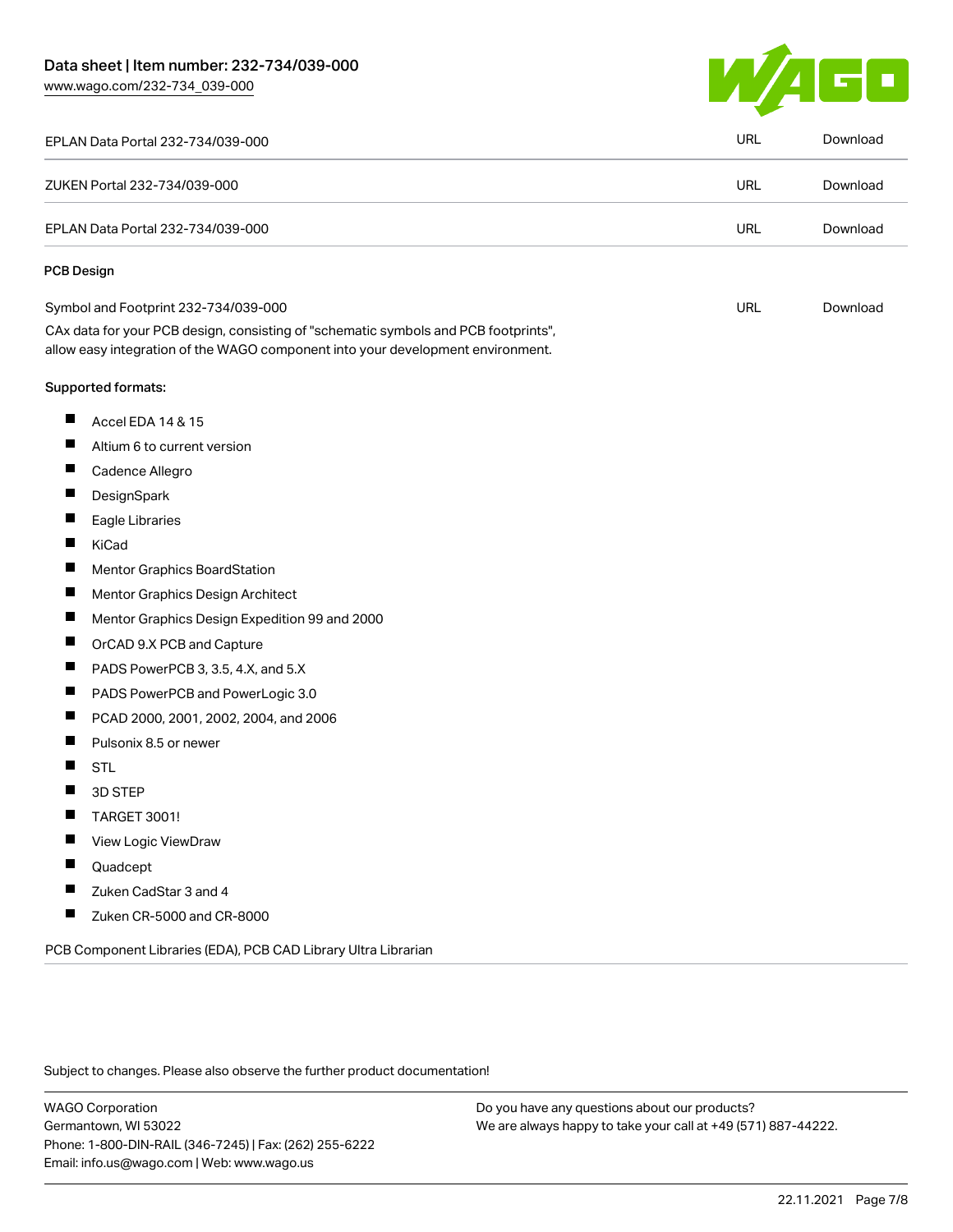| | | |
|---|---|---|
| EPLAN Data Portal 232-734/039-000 | URL | Download |
| ZUKEN Portal 232-734/039-000 | URL | Download |
| EPLAN Data Portal 232-734/039-000 | URL | Download |

### PCB Design

| | | |
|---|---|---|
| Symbol and Footprint 232-734/039-000 | URL | Download |

CAx data for your PCB design, consisting of "schematic symbols and PCB footprints", allow easy integration of the WAGO component into your development environment.

Supported formats:

- Accel EDA 14 & 15
- Altium 6 to current version
- Cadence Allegro
- DesignSpark
- Eagle Libraries
- KiCad
- Mentor Graphics BoardStation
- Mentor Graphics Design Architect
- Mentor Graphics Design Expedition 99 and 2000
- OrCAD 9.X PCB and Capture
- PADS PowerPCB 3, 3.5, 4.X, and 5.X
- PADS PowerPCB and PowerLogic 3.0
- PCAD 2000, 2001, 2002, 2004, and 2006
- Pulsonix 8.5 or newer
- STL
- 3D STEP
- TARGET 3001!
- View Logic ViewDraw
- Quadcept
- Zuken CadStar 3 and 4
- Zuken CR-5000 and CR-8000

PCB Component Libraries (EDA), PCB CAD Library Ultra Librarian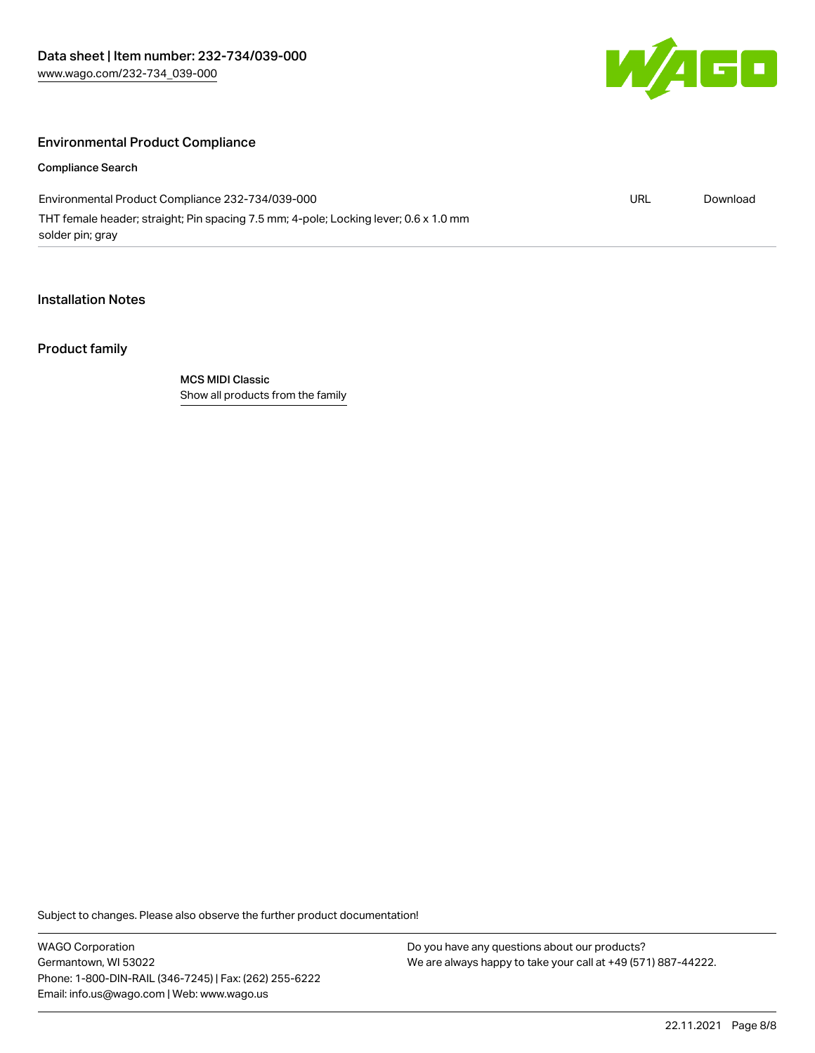## Environmental Product Compliance

### Compliance Search

| | | |
|---|---|---|
| Environmental Product Compliance 232-734/039-000<br>THT female header; straight; Pin spacing 7.5 mm; 4-pole; Locking lever; 0.6 x 1.0 mm solder pin; gray | URL | Download |

## Installation Notes

## Product family

**MCS MIDI Classic**
Show all products from the family

Subject to changes. Please also observe the further product documentation!

WAGO Corporation
Germantown, WI 53022
Phone: 1-800-DIN-RAIL (346-7245) | Fax: (262) 255-6222
Email: info.us@wago.com | Web: www.wago.us

Do you have any questions about our products?
We are always happy to take your call at +49 (571) 887-44222.

22.11.2021